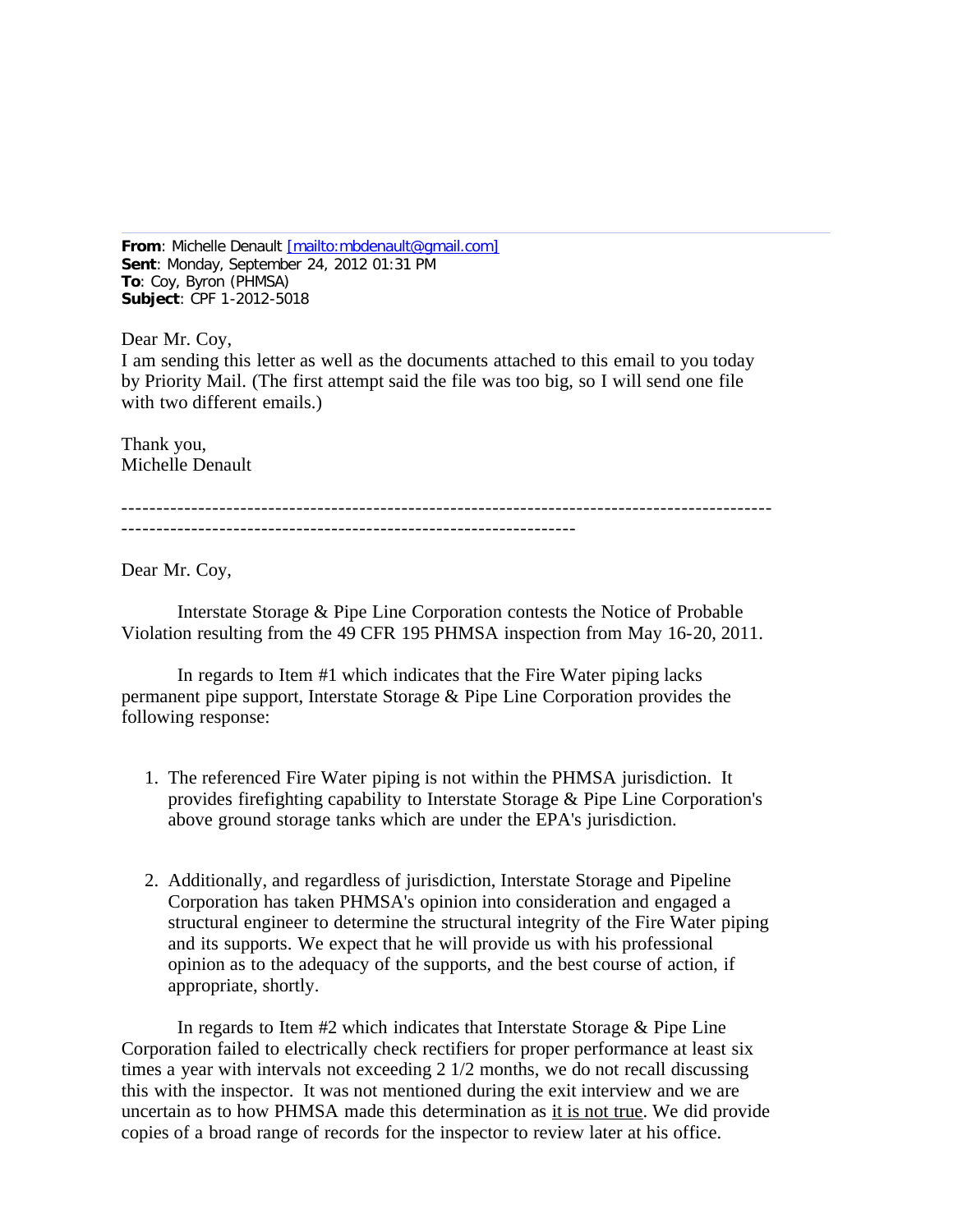**From**: Michelle Denault [mailto:mbdenault@gmail.com]
**Sent**: Monday, September 24, 2012 01:31 PM
**To**: Coy, Byron (PHMSA)
**Subject**: CPF 1-2012-5018

Dear Mr. Coy,
I am sending this letter as well as the documents attached to this email to you today by Priority Mail. (The first attempt said the file was too big, so I will send one file with two different emails.)

Thank you,
Michelle Denault

---

Dear Mr. Coy,

Interstate Storage & Pipe Line Corporation contests the Notice of Probable Violation resulting from the 49 CFR 195 PHMSA inspection from May 16-20, 2011.

In regards to Item #1 which indicates that the Fire Water piping lacks permanent pipe support, Interstate Storage & Pipe Line Corporation provides the following response:

1. The referenced Fire Water piping is not within the PHMSA jurisdiction. It provides firefighting capability to Interstate Storage & Pipe Line Corporation's above ground storage tanks which are under the EPA's jurisdiction.

2. Additionally, and regardless of jurisdiction, Interstate Storage and Pipeline Corporation has taken PHMSA's opinion into consideration and engaged a structural engineer to determine the structural integrity of the Fire Water piping and its supports. We expect that he will provide us with his professional opinion as to the adequacy of the supports, and the best course of action, if appropriate, shortly.

In regards to Item #2 which indicates that Interstate Storage & Pipe Line Corporation failed to electrically check rectifiers for proper performance at least six times a year with intervals not exceeding 2 1/2 months, we do not recall discussing this with the inspector. It was not mentioned during the exit interview and we are uncertain as to how PHMSA made this determination as <u>it is not true</u>. We did provide copies of a broad range of records for the inspector to review later at his office.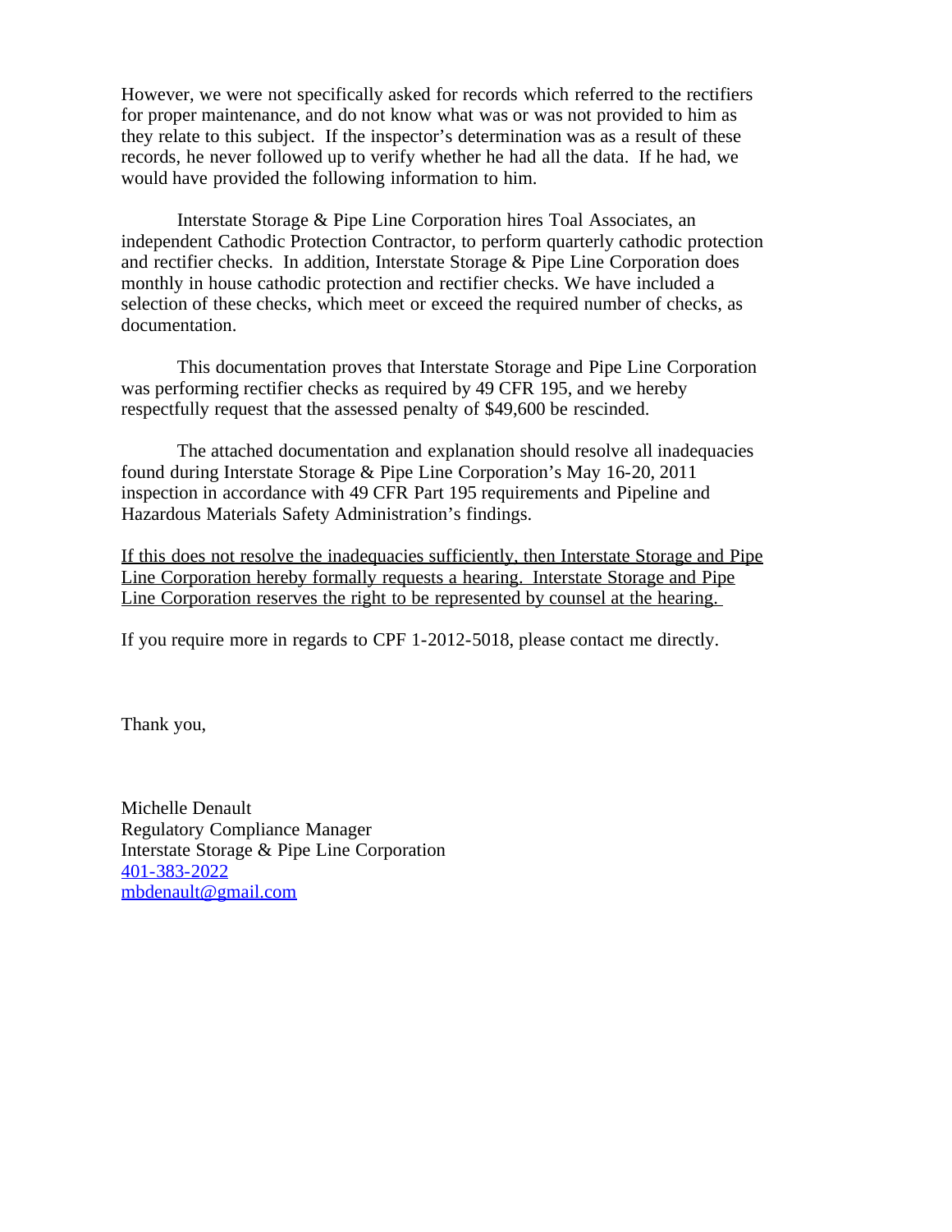However, we were not specifically asked for records which referred to the rectifiers for proper maintenance, and do not know what was or was not provided to him as they relate to this subject. If the inspector's determination was as a result of these records, he never followed up to verify whether he had all the data. If he had, we would have provided the following information to him.

Interstate Storage & Pipe Line Corporation hires Toal Associates, an independent Cathodic Protection Contractor, to perform quarterly cathodic protection and rectifier checks. In addition, Interstate Storage & Pipe Line Corporation does monthly in house cathodic protection and rectifier checks. We have included a selection of these checks, which meet or exceed the required number of checks, as documentation.

This documentation proves that Interstate Storage and Pipe Line Corporation was performing rectifier checks as required by 49 CFR 195, and we hereby respectfully request that the assessed penalty of $49,600 be rescinded.

The attached documentation and explanation should resolve all inadequacies found during Interstate Storage & Pipe Line Corporation's May 16-20, 2011 inspection in accordance with 49 CFR Part 195 requirements and Pipeline and Hazardous Materials Safety Administration's findings.

<u>If this does not resolve the inadequacies sufficiently, then Interstate Storage and Pipe Line Corporation hereby formally requests a hearing. Interstate Storage and Pipe Line Corporation reserves the right to be represented by counsel at the hearing.</u>

If you require more in regards to CPF 1-2012-5018, please contact me directly.

Thank you,

Michelle Denault
Regulatory Compliance Manager
Interstate Storage & Pipe Line Corporation
401-383-2022
mbdenault@gmail.com